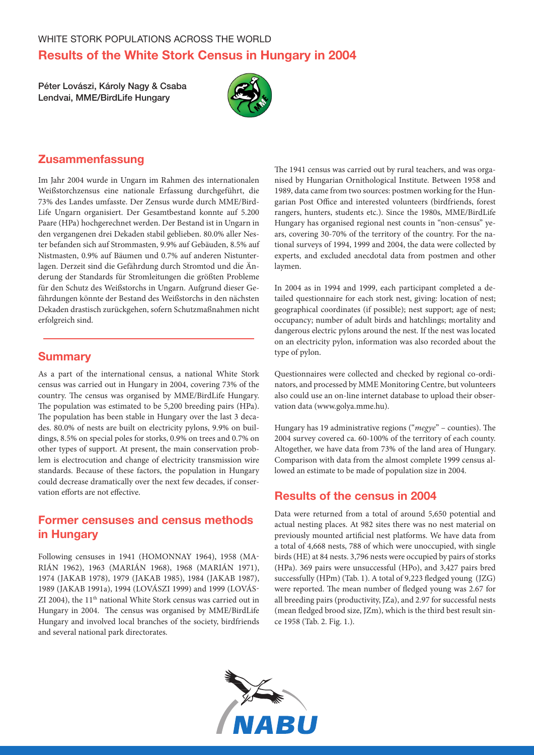WHITE STORK POPULATIONS ACROSS THE WORLD

# Results of the White Stork Census in Hungary in 2004

**Péter Lovászi, Károly Nagy & Csaba Lendvai, MME/BirdLife Hungary**

## Zusammenfassung

Im Jahr 2004 wurde in Ungarn im Rahmen des internationalen Weißstorchzensus eine nationale Erfassung durchgeführt, die 73% des Landes umfasste. Der Zensus wurde durch MME/BirdLife Ungarn organisiert. Der Gesamtbestand konnte auf 5.200 Paare (HPa) hochgerechnet werden. Der Bestand ist in Ungarn in den vergangenen drei Dekaden stabil geblieben. 80.0% aller Nester befanden sich auf Strommasten, 9.9% auf Gebäuden, 8.5% auf Nistmasten, 0.9% auf Bäumen und 0.7% auf anderen Nistunterlagen. Derzeit sind die Gefährdung durch Stromtod und die Änderung der Standards für Stromleitungen die größten Probleme für den Schutz des Weißstorchs in Ungarn. Aufgrund dieser Gefährdungen könnte der Bestand des Weißstorchs in den nächsten Dekaden drastisch zurückgehen, sofern Schutzmaßnahmen nicht erfolgreich sind.

## Summary

As a part of the international census, a national White Stork census was carried out in Hungary in 2004, covering 73% of the country. The census was organised by MME/BirdLife Hungary. The population was estimated to be 5,200 breeding pairs (HPa). The population has been stable in Hungary over the last 3 decades. 80.0% of nests are built on electricity pylons, 9.9% on buildings, 8.5% on special poles for storks, 0.9% on trees and 0.7% on other types of support. At present, the main conservation problem is electrocution and change of electricity transmission wire standards. Because of these factors, the population in Hungary could decrease dramatically over the next few decades, if conservation efforts are not effective.

## Former censuses and census methods in Hungary

Following censuses in 1941 (HOMONNAY 1964), 1958 (MARIÁN 1962), 1963 (MARIÁN 1968), 1968 (MARIÁN 1971), 1974 (JAKAB 1978), 1979 (JAKAB 1985), 1984 (JAKAB 1987), 1989 (JAKAB 1991a), 1994 (LOVÁSZI 1999) and 1999 (LOVÁSZI 2004), the 11th national White Stork census was carried out in Hungary in 2004. The census was organised by MME/BirdLife Hungary and involved local branches of the society, birdfriends and several national park directorates.

The 1941 census was carried out by rural teachers, and was organised by Hungarian Ornithological Institute. Between 1958 and 1989, data came from two sources: postmen working for the Hungarian Post Office and interested volunteers (birdfriends, forest rangers, hunters, students etc.). Since the 1980s, MME/BirdLife Hungary has organised regional nest counts in "non-census" years, covering 30-70% of the territory of the country. For the national surveys of 1994, 1999 and 2004, the data were collected by experts, and excluded anecdotal data from postmen and other laymen.

In 2004 as in 1994 and 1999, each participant completed a detailed questionnaire for each stork nest, giving: location of nest; geographical coordinates (if possible); nest support; age of nest; occupancy; number of adult birds and hatchlings; mortality and dangerous electric pylons around the nest. If the nest was located on an electricity pylon, information was also recorded about the type of pylon.

Questionnaires were collected and checked by regional co-ordinators, and processed by MME Monitoring Centre, but volunteers also could use an on-line internet database to upload their observation data (www.golya.mme.hu).

Hungary has 19 administrative regions ("*megye*" – counties). The 2004 survey covered ca. 60-100% of the territory of each county. Altogether, we have data from 73% of the land area of Hungary. Comparison with data from the almost complete 1999 census allowed an estimate to be made of population size in 2004.

## Results of the census in 2004

Data were returned from a total of around 5,650 potential and actual nesting places. At 982 sites there was no nest material on previously mounted artificial nest platforms. We have data from a total of 4,668 nests, 788 of which were unoccupied, with single birds (HE) at 84 nests. 3,796 nests were occupied by pairs of storks (HPa). 369 pairs were unsuccessful (HPo), and 3,427 pairs bred successfully (HPm) (Tab. 1). A total of 9,223 fledged young (JZG) were reported. The mean number of fledged young was 2.67 for all breeding pairs (productivity, JZa), and 2.97 for successful nests (mean fledged brood size, JZm), which is the third best result since 1958 (Tab. 2. Fig. 1.).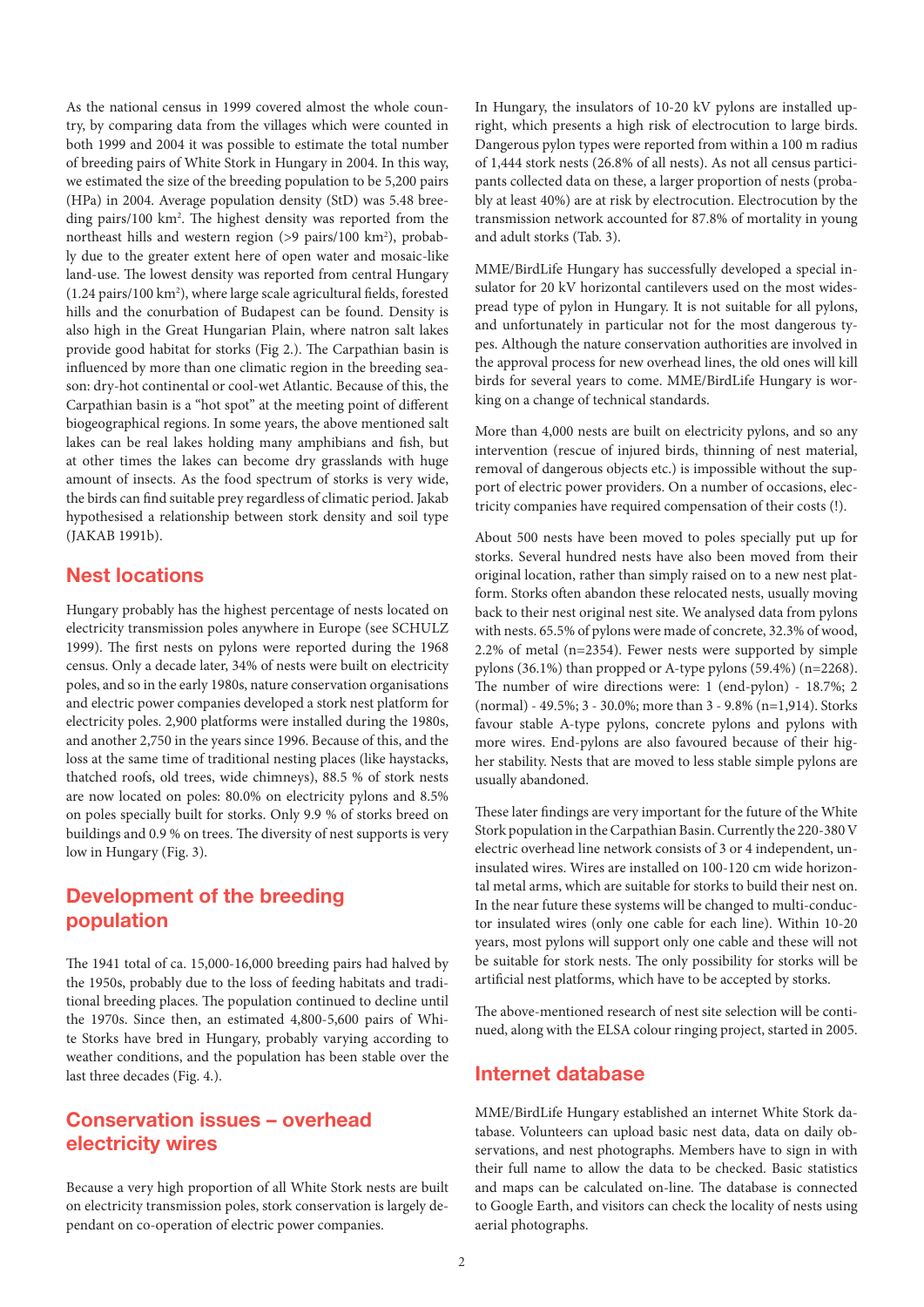As the national census in 1999 covered almost the whole country, by comparing data from the villages which were counted in both 1999 and 2004 it was possible to estimate the total number of breeding pairs of White Stork in Hungary in 2004. In this way, we estimated the size of the breeding population to be 5,200 pairs (HPa) in 2004. Average population density (StD) was 5.48 breeding pairs/100 km². The highest density was reported from the northeast hills and western region (>9 pairs/100 km²), probably due to the greater extent here of open water and mosaic-like land-use. The lowest density was reported from central Hungary (1.24 pairs/100 km²), where large scale agricultural fields, forested hills and the conurbation of Budapest can be found. Density is also high in the Great Hungarian Plain, where natron salt lakes provide good habitat for storks (Fig 2.). The Carpathian basin is influenced by more than one climatic region in the breeding season: dry-hot continental or cool-wet Atlantic. Because of this, the Carpathian basin is a "hot spot" at the meeting point of different biogeographical regions. In some years, the above mentioned salt lakes can be real lakes holding many amphibians and fish, but at other times the lakes can become dry grasslands with huge amount of insects. As the food spectrum of storks is very wide, the birds can find suitable prey regardless of climatic period. Jakab hypothesised a relationship between stork density and soil type (JAKAB 1991b).

## Nest locations

Hungary probably has the highest percentage of nests located on electricity transmission poles anywhere in Europe (see SCHULZ 1999). The first nests on pylons were reported during the 1968 census. Only a decade later, 34% of nests were built on electricity poles, and so in the early 1980s, nature conservation organisations and electric power companies developed a stork nest platform for electricity poles. 2,900 platforms were installed during the 1980s, and another 2,750 in the years since 1996. Because of this, and the loss at the same time of traditional nesting places (like haystacks, thatched roofs, old trees, wide chimneys), 88.5 % of stork nests are now located on poles: 80.0% on electricity pylons and 8.5% on poles specially built for storks. Only 9.9 % of storks breed on buildings and 0.9 % on trees. The diversity of nest supports is very low in Hungary (Fig. 3).

## Development of the breeding population

The 1941 total of ca. 15,000-16,000 breeding pairs had halved by the 1950s, probably due to the loss of feeding habitats and traditional breeding places. The population continued to decline until the 1970s. Since then, an estimated 4,800-5,600 pairs of White Storks have bred in Hungary, probably varying according to weather conditions, and the population has been stable over the last three decades (Fig. 4.).

## Conservation issues – overhead electricity wires

Because a very high proportion of all White Stork nests are built on electricity transmission poles, stork conservation is largely dependant on co-operation of electric power companies.

In Hungary, the insulators of 10-20 kV pylons are installed upright, which presents a high risk of electrocution to large birds. Dangerous pylon types were reported from within a 100 m radius of 1,444 stork nests (26.8% of all nests). As not all census participants collected data on these, a larger proportion of nests (probably at least 40%) are at risk by electrocution. Electrocution by the transmission network accounted for 87.8% of mortality in young and adult storks (Tab. 3).

MME/BirdLife Hungary has successfully developed a special insulator for 20 kV horizontal cantilevers used on the most widespread type of pylon in Hungary. It is not suitable for all pylons, and unfortunately in particular not for the most dangerous types. Although the nature conservation authorities are involved in the approval process for new overhead lines, the old ones will kill birds for several years to come. MME/BirdLife Hungary is working on a change of technical standards.

More than 4,000 nests are built on electricity pylons, and so any intervention (rescue of injured birds, thinning of nest material, removal of dangerous objects etc.) is impossible without the support of electric power providers. On a number of occasions, electricity companies have required compensation of their costs (!).

About 500 nests have been moved to poles specially put up for storks. Several hundred nests have also been moved from their original location, rather than simply raised on to a new nest platform. Storks often abandon these relocated nests, usually moving back to their nest original nest site. We analysed data from pylons with nests. 65.5% of pylons were made of concrete, 32.3% of wood, 2.2% of metal (n=2354). Fewer nests were supported by simple pylons (36.1%) than propped or A-type pylons (59.4%) (n=2268). The number of wire directions were: 1 (end-pylon) - 18.7%; 2 (normal) - 49.5%; 3 - 30.0%; more than 3 - 9.8% (n=1,914). Storks favour stable A-type pylons, concrete pylons and pylons with more wires. End-pylons are also favoured because of their higher stability. Nests that are moved to less stable simple pylons are usually abandoned.

These later findings are very important for the future of the White Stork population in the Carpathian Basin. Currently the 220-380 V electric overhead line network consists of 3 or 4 independent, uninsulated wires. Wires are installed on 100-120 cm wide horizontal metal arms, which are suitable for storks to build their nest on. In the near future these systems will be changed to multi-conductor insulated wires (only one cable for each line). Within 10-20 years, most pylons will support only one cable and these will not be suitable for stork nests. The only possibility for storks will be artificial nest platforms, which have to be accepted by storks.

The above-mentioned research of nest site selection will be continued, along with the ELSA colour ringing project, started in 2005.

## Internet database

MME/BirdLife Hungary established an internet White Stork database. Volunteers can upload basic nest data, data on daily observations, and nest photographs. Members have to sign in with their full name to allow the data to be checked. Basic statistics and maps can be calculated on-line. The database is connected to Google Earth, and visitors can check the locality of nests using aerial photographs.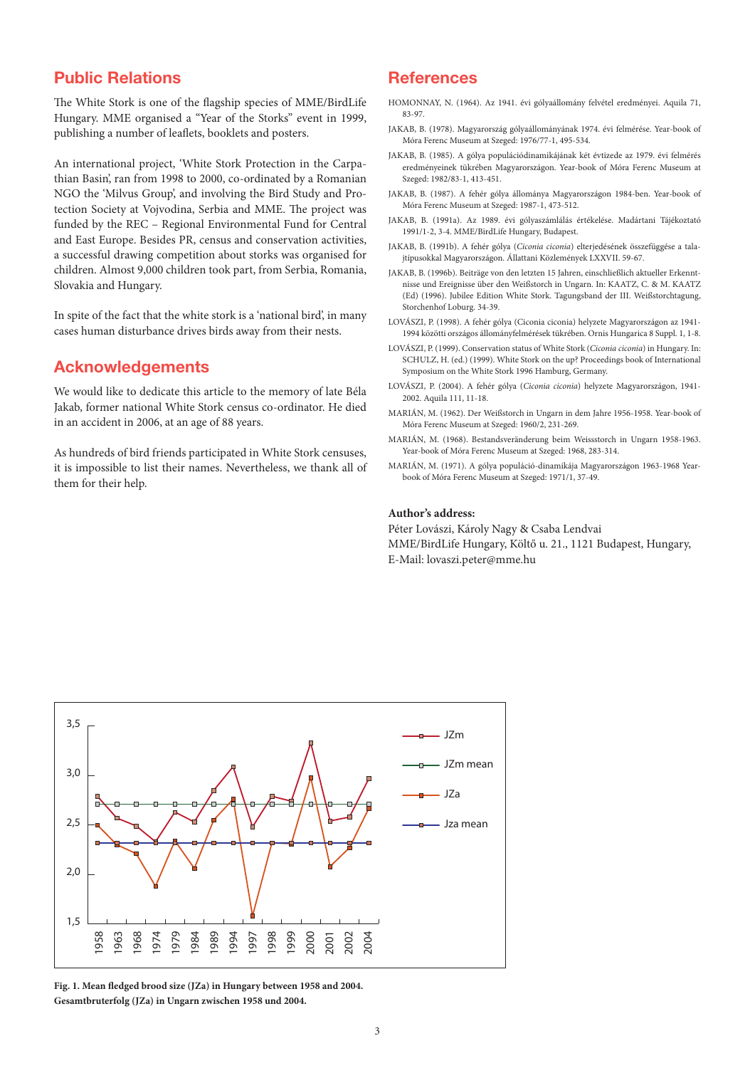## Public Relations

The White Stork is one of the flagship species of MME/BirdLife Hungary. MME organised a "Year of the Storks" event in 1999, publishing a number of leaflets, booklets and posters.

An international project, 'White Stork Protection in the Carpathian Basin', ran from 1998 to 2000, co-ordinated by a Romanian NGO the 'Milvus Group', and involving the Bird Study and Protection Society at Vojvodina, Serbia and MME. The project was funded by the REC – Regional Environmental Fund for Central and East Europe. Besides PR, census and conservation activities, a successful drawing competition about storks was organised for children. Almost 9,000 children took part, from Serbia, Romania, Slovakia and Hungary.

In spite of the fact that the white stork is a 'national bird', in many cases human disturbance drives birds away from their nests.

## Acknowledgements

We would like to dedicate this article to the memory of late Béla Jakab, former national White Stork census co-ordinator. He died in an accident in 2006, at an age of 88 years.

As hundreds of bird friends participated in White Stork censuses, it is impossible to list their names. Nevertheless, we thank all of them for their help.

**Fig. 1. Mean fledged brood size (JZa) in Hungary between 1958 and 2004.**
**Gesamtbruterfolg (JZa) in Ungarn zwischen 1958 und 2004.**

## References

HOMONNAY, N. (1964). Az 1941. évi gólyaállomány felvétel eredményei. Aquila 71, 83-97.

JAKAB, B. (1978). Magyarország gólyaállományának 1974. évi felmérése. Year-book of Móra Ferenc Museum at Szeged: 1976/77-1, 495-534.

JAKAB, B. (1985). A gólya populációdinamikájának két évtizede az 1979. évi felmérés eredményeinek tükrében Magyarországon. Year-book of Móra Ferenc Museum at Szeged: 1982/83-1, 413-451.

JAKAB, B. (1987). A fehér gólya állománya Magyarországon 1984-ben. Year-book of Móra Ferenc Museum at Szeged: 1987-1, 473-512.

JAKAB, B. (1991a). Az 1989. évi gólyaszámlálás értékelése. Madártani Tájékoztató 1991/1-2, 3-4. MME/BirdLife Hungary, Budapest.

JAKAB, B. (1991b). A fehér gólya (*Ciconia ciconia*) elterjedésének összefüggése a talajtípusokkal Magyarországon. Állattani Közlemények LXXVII. 59-67.

JAKAB, B. (1996b). Beiträge von den letzten 15 Jahren, einschließlich aktueller Erkenntnisse und Ereignisse über den Weißstorch in Ungarn. In: KAATZ, C. & M. KAATZ (Ed) (1996). Jubilee Edition White Stork. Tagungsband der III. Weißstorchtagung, Storchenhof Loburg. 34-39.

LOVÁSZI, P. (1998). A fehér gólya (Ciconia ciconia) helyzete Magyarországon az 1941-1994 közötti országos állományfelmérések tükrében. Ornis Hungarica 8 Suppl. 1, 1-8.

LOVÁSZI, P. (1999). Conservation status of White Stork (*Ciconia ciconia*) in Hungary. In: SCHULZ, H. (ed.) (1999). White Stork on the up? Proceedings book of International Symposium on the White Stork 1996 Hamburg, Germany.

LOVÁSZI, P. (2004). A fehér gólya (*Ciconia ciconia*) helyzete Magyarországon, 1941-2002. Aquila 111, 11-18.

MARIÁN, M. (1962). Der Weißstorch in Ungarn in dem Jahre 1956-1958. Year-book of Móra Ferenc Museum at Szeged: 1960/2, 231-269.

MARIÁN, M. (1968). Bestandsveränderung beim Weissstorch in Ungarn 1958-1963. Year-book of Móra Ferenc Museum at Szeged: 1968, 283-314.

MARIÁN, M. (1971). A gólya populáció-dinamikája Magyarországon 1963-1968 Year-book of Móra Ferenc Museum at Szeged: 1971/1, 37-49.

**Author's address:**
Péter Lovászi, Károly Nagy & Csaba Lendvai
MME/BirdLife Hungary, Költő u. 21., 1121 Budapest, Hungary,
E-Mail: lovaszi.peter@mme.hu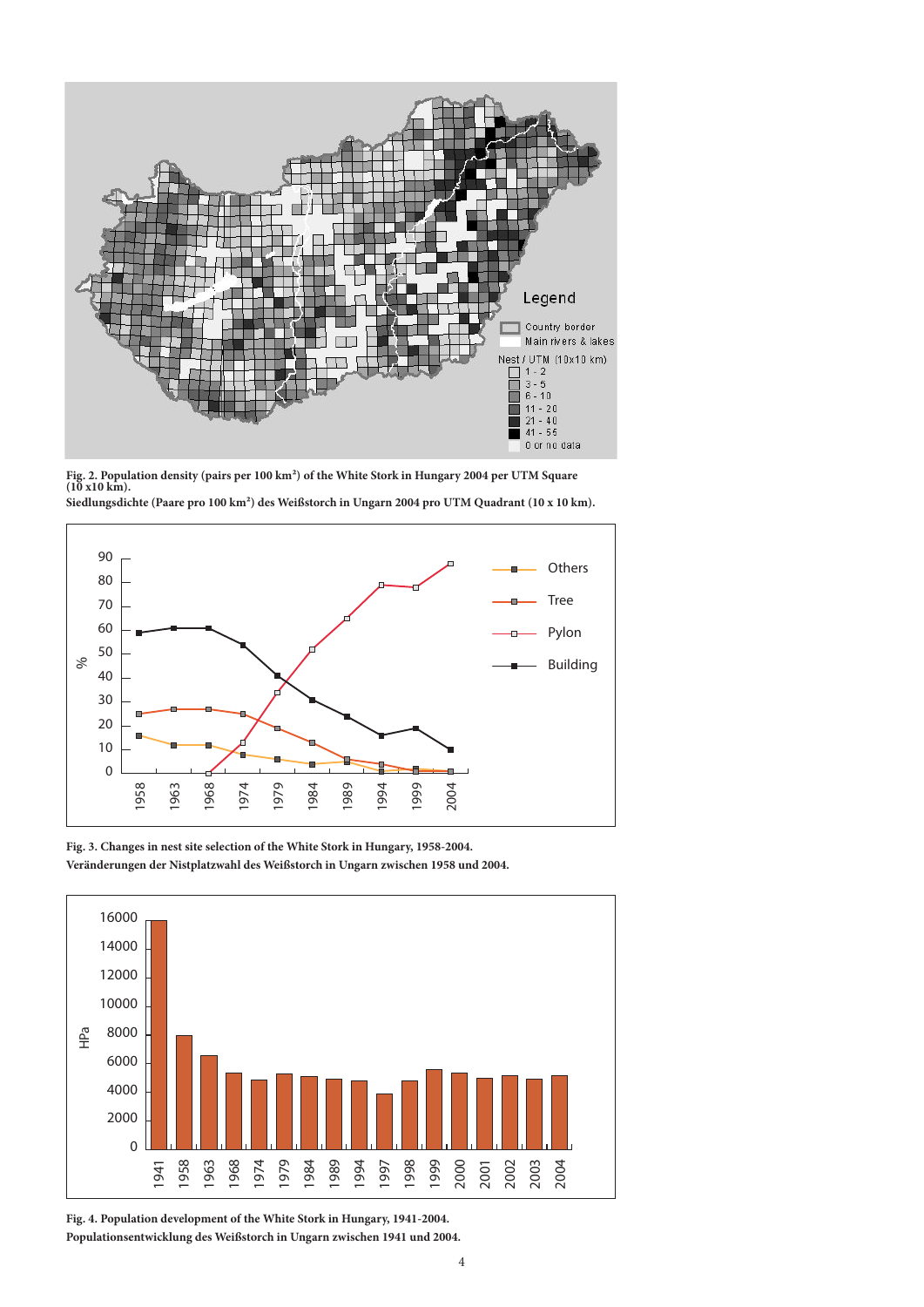**Fig. 2. Population density (pairs per 100 km²) of the White Stork in Hungary 2004 per UTM Square (10 x10 km).**
**Siedlungsdichte (Paare pro 100 km²) des Weißstorch in Ungarn 2004 pro UTM Quadrant (10 x 10 km).**

**Fig. 3. Changes in nest site selection of the White Stork in Hungary, 1958-2004.**
**Veränderungen der Nistplatzwahl des Weißstorch in Ungarn zwischen 1958 und 2004.**

**Fig. 4. Population development of the White Stork in Hungary, 1941-2004.**
**Populationsentwicklung des Weißstorch in Ungarn zwischen 1941 und 2004.**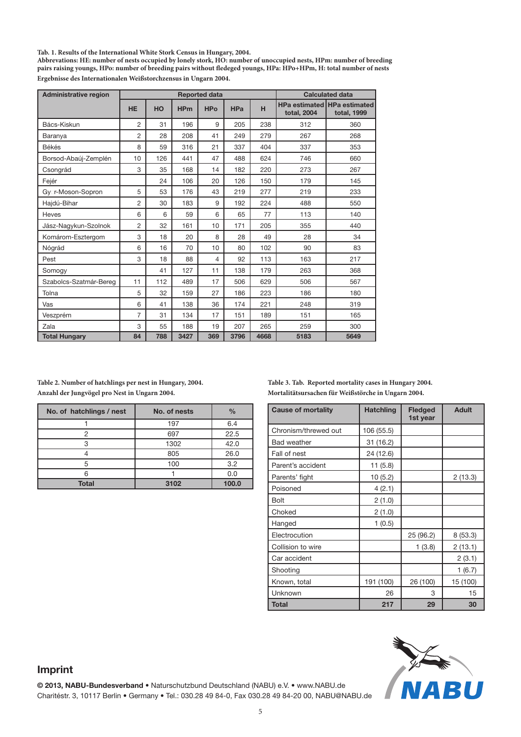**Tab. 1. Results of the International White Stork Census in Hungary, 2004.**
**Abbrevations: HE: number of nests occupied by lonely stork, HO: number of unoccupied nests, HPm: number of breeding pairs raising youngs, HPo: number of breeding pairs without fledeged youngs, HPa: HPo+HPm, H: total number of nests**
**Ergebnisse des Internationalen Weißstorchzensus in Ungarn 2004.**

| Administrative region | Reported data | | | | | | Calculated data | |
|---|---|---|---|---|---|---|---|---|
| | HE | HO | HPm | HPo | HPa | H | HPa estimated total, 2004 | HPa estimated total, 1999 |
| Bács-Kiskun | 2 | 31 | 196 | 9 | 205 | 238 | 312 | 360 |
| Baranya | 2 | 28 | 208 | 41 | 249 | 279 | 267 | 268 |
| Békés | 8 | 59 | 316 | 21 | 337 | 404 | 337 | 353 |
| Borsod-Abaúj-Zemplén | 10 | 126 | 441 | 47 | 488 | 624 | 746 | 660 |
| Csongrád | 3 | 35 | 168 | 14 | 182 | 220 | 273 | 267 |
| Fejér | | 24 | 106 | 20 | 126 | 150 | 179 | 145 |
| Gy r-Moson-Sopron | 5 | 53 | 176 | 43 | 219 | 277 | 219 | 233 |
| Hajdú-Bihar | 2 | 30 | 183 | 9 | 192 | 224 | 488 | 550 |
| Heves | 6 | 6 | 59 | 6 | 65 | 77 | 113 | 140 |
| Jász-Nagykun-Szolnok | 2 | 32 | 161 | 10 | 171 | 205 | 355 | 440 |
| Komárom-Esztergom | 3 | 18 | 20 | 8 | 28 | 49 | 28 | 34 |
| Nógrád | 6 | 16 | 70 | 10 | 80 | 102 | 90 | 83 |
| Pest | 3 | 18 | 88 | 4 | 92 | 113 | 163 | 217 |
| Somogy | | 41 | 127 | 11 | 138 | 179 | 263 | 368 |
| Szabolcs-Szatmár-Bereg | 11 | 112 | 489 | 17 | 506 | 629 | 506 | 567 |
| Tolna | 5 | 32 | 159 | 27 | 186 | 223 | 186 | 180 |
| Vas | 6 | 41 | 138 | 36 | 174 | 221 | 248 | 319 |
| Veszprém | 7 | 31 | 134 | 17 | 151 | 189 | 151 | 165 |
| Zala | 3 | 55 | 188 | 19 | 207 | 265 | 259 | 300 |
| **Total Hungary** | **84** | **788** | **3427** | **369** | **3796** | **4668** | **5183** | **5649** |

**Table 2. Number of hatchlings per nest in Hungary, 2004.**
**Anzahl der Jungvögel pro Nest in Ungarn 2004.**

| No. of hatchlings / nest | No. of nests | % |
|---|---|---|
| 1 | 197 | 6.4 |
| 2 | 697 | 22.5 |
| 3 | 1302 | 42.0 |
| 4 | 805 | 26.0 |
| 5 | 100 | 3.2 |
| 6 | 1 | 0.0 |
| **Total** | **3102** | **100.0** |

**Table 3. Tab. Reported mortality cases in Hungary 2004.**
**Mortalitätsursachen für Weißstörche in Ungarn 2004.**

| Cause of mortality | Hatchling | Fledged 1st year | Adult |
|---|---|---|---|
| Chronism/threwed out | 106 (55.5) | | |
| Bad weather | 31 (16.2) | | |
| Fall of nest | 24 (12.6) | | |
| Parent's accident | 11 (5.8) | | |
| Parents' fight | 10 (5.2) | | 2 (13.3) |
| Poisoned | 4 (2.1) | | |
| Bolt | 2 (1.0) | | |
| Choked | 2 (1.0) | | |
| Hanged | 1 (0.5) | | |
| Electrocution | | 25 (96.2) | 8 (53.3) |
| Collision to wire | | 1 (3.8) | 2 (13.1) |
| Car accident | | | 2 (3.1) |
| Shooting | | | 1 (6.7) |
| Known, total | 191 (100) | 26 (100) | 15 (100) |
| Unknown | 26 | 3 | 15 |
| **Total** | **217** | **29** | **30** |

## Imprint

**© 2013, NABU-Bundesverband** • Naturschutzbund Deutschland (NABU) e.V. • www.NABU.de
Charitéstr. 3, 10117 Berlin • Germany • Tel.: 030.28 49 84-0, Fax 030.28 49 84-20 00, NABU@NABU.de

NABU